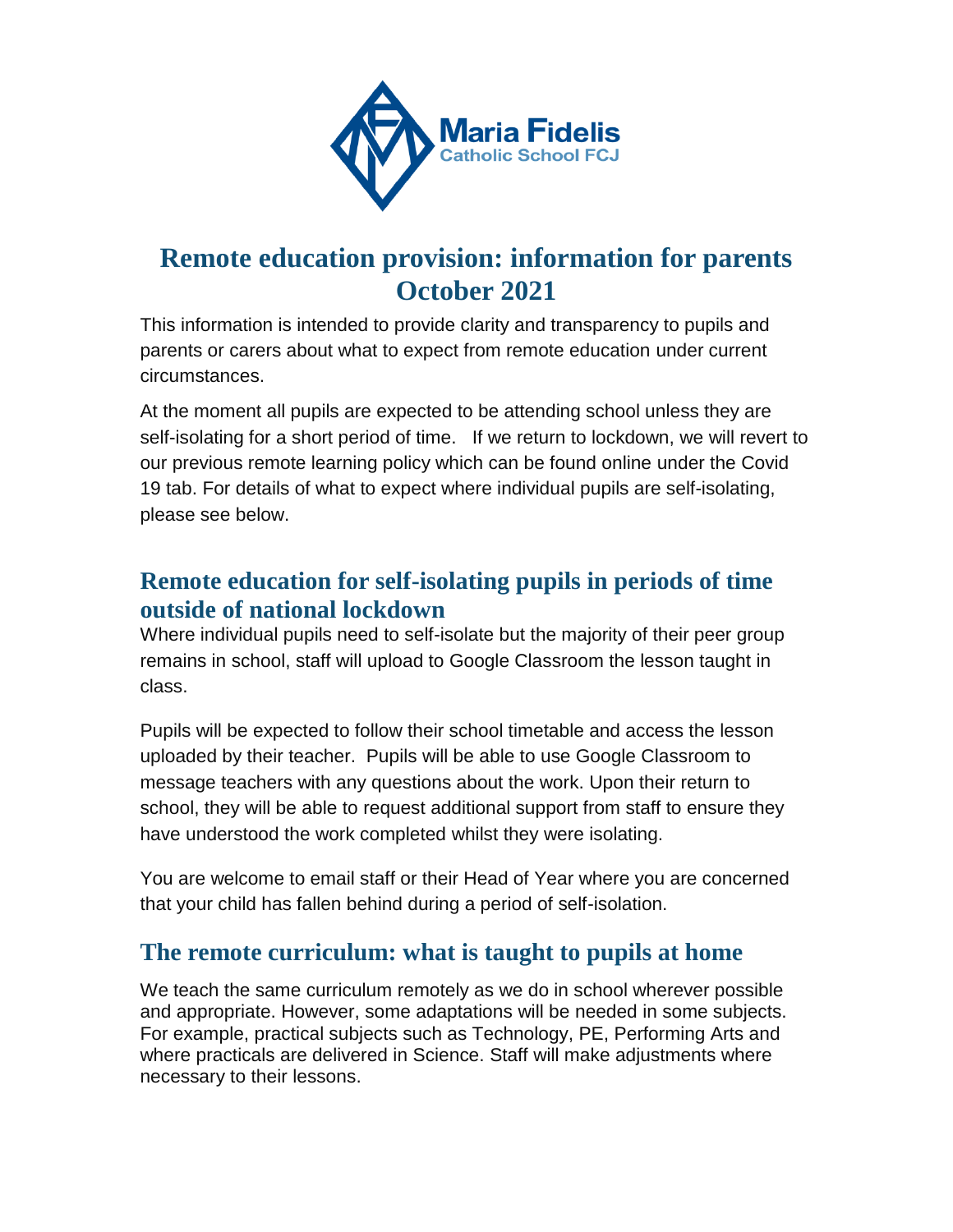Maria Fidelis
Catholic School FCJ

# Remote education provision: information for parents October 2021

This information is intended to provide clarity and transparency to pupils and parents or carers about what to expect from remote education under current circumstances.

At the moment all pupils are expected to be attending school unless they are self-isolating for a short period of time. If we return to lockdown, we will revert to our previous remote learning policy which can be found online under the Covid 19 tab. For details of what to expect where individual pupils are self-isolating, please see below.

## Remote education for self-isolating pupils in periods of time outside of national lockdown

Where individual pupils need to self-isolate but the majority of their peer group remains in school, staff will upload to Google Classroom the lesson taught in class.

Pupils will be expected to follow their school timetable and access the lesson uploaded by their teacher. Pupils will be able to use Google Classroom to message teachers with any questions about the work. Upon their return to school, they will be able to request additional support from staff to ensure they have understood the work completed whilst they were isolating.

You are welcome to email staff or their Head of Year where you are concerned that your child has fallen behind during a period of self-isolation.

## The remote curriculum: what is taught to pupils at home

We teach the same curriculum remotely as we do in school wherever possible and appropriate. However, some adaptations will be needed in some subjects. For example, practical subjects such as Technology, PE, Performing Arts and where practicals are delivered in Science. Staff will make adjustments where necessary to their lessons.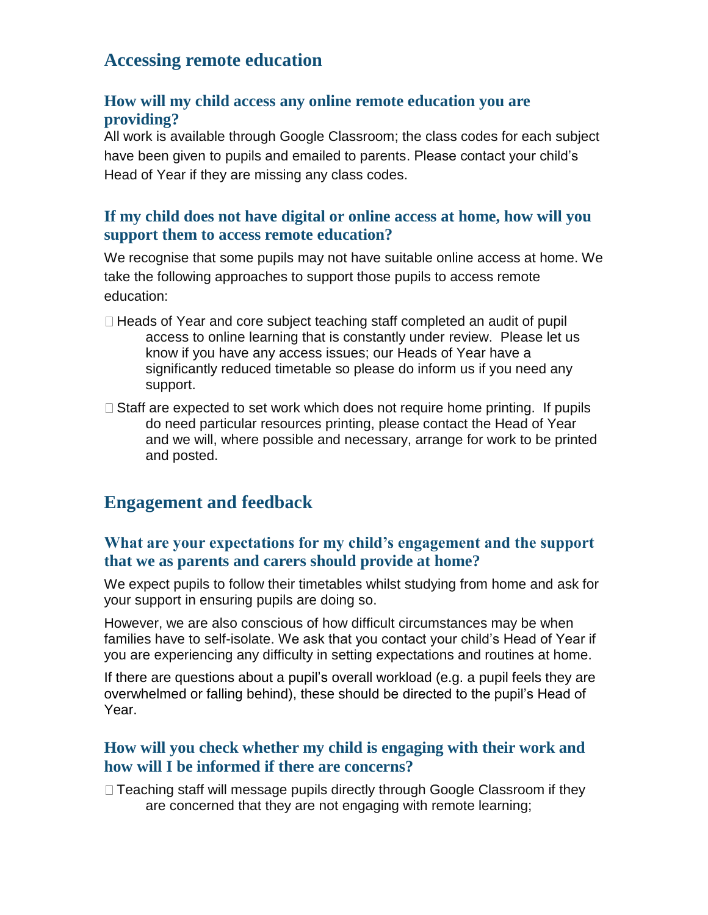## Accessing remote education

### How will my child access any online remote education you are providing?

All work is available through Google Classroom; the class codes for each subject have been given to pupils and emailed to parents. Please contact your child's Head of Year if they are missing any class codes.

### If my child does not have digital or online access at home, how will you support them to access remote education?

We recognise that some pupils may not have suitable online access at home. We take the following approaches to support those pupils to access remote education:

- Heads of Year and core subject teaching staff completed an audit of pupil access to online learning that is constantly under review. Please let us know if you have any access issues; our Heads of Year have a significantly reduced timetable so please do inform us if you need any support.
- Staff are expected to set work which does not require home printing. If pupils do need particular resources printing, please contact the Head of Year and we will, where possible and necessary, arrange for work to be printed and posted.

## Engagement and feedback

### What are your expectations for my child's engagement and the support that we as parents and carers should provide at home?

We expect pupils to follow their timetables whilst studying from home and ask for your support in ensuring pupils are doing so.

However, we are also conscious of how difficult circumstances may be when families have to self-isolate. We ask that you contact your child's Head of Year if you are experiencing any difficulty in setting expectations and routines at home.

If there are questions about a pupil's overall workload (e.g. a pupil feels they are overwhelmed or falling behind), these should be directed to the pupil's Head of Year.

### How will you check whether my child is engaging with their work and how will I be informed if there are concerns?

- Teaching staff will message pupils directly through Google Classroom if they are concerned that they are not engaging with remote learning;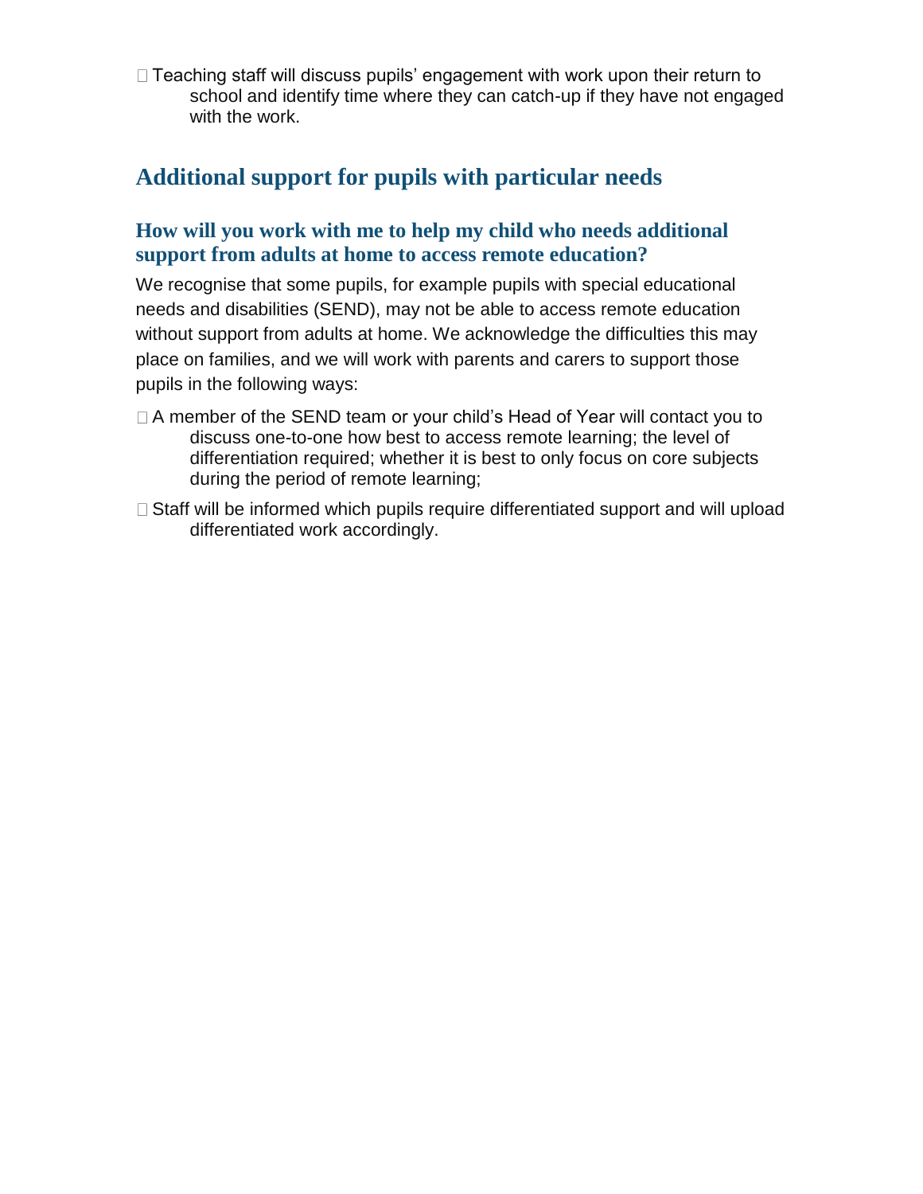- Teaching staff will discuss pupils' engagement with work upon their return to school and identify time where they can catch-up if they have not engaged with the work.

## Additional support for pupils with particular needs

### How will you work with me to help my child who needs additional support from adults at home to access remote education?

We recognise that some pupils, for example pupils with special educational needs and disabilities (SEND), may not be able to access remote education without support from adults at home. We acknowledge the difficulties this may place on families, and we will work with parents and carers to support those pupils in the following ways:

- A member of the SEND team or your child's Head of Year will contact you to discuss one-to-one how best to access remote learning; the level of differentiation required; whether it is best to only focus on core subjects during the period of remote learning;
- Staff will be informed which pupils require differentiated support and will upload differentiated work accordingly.